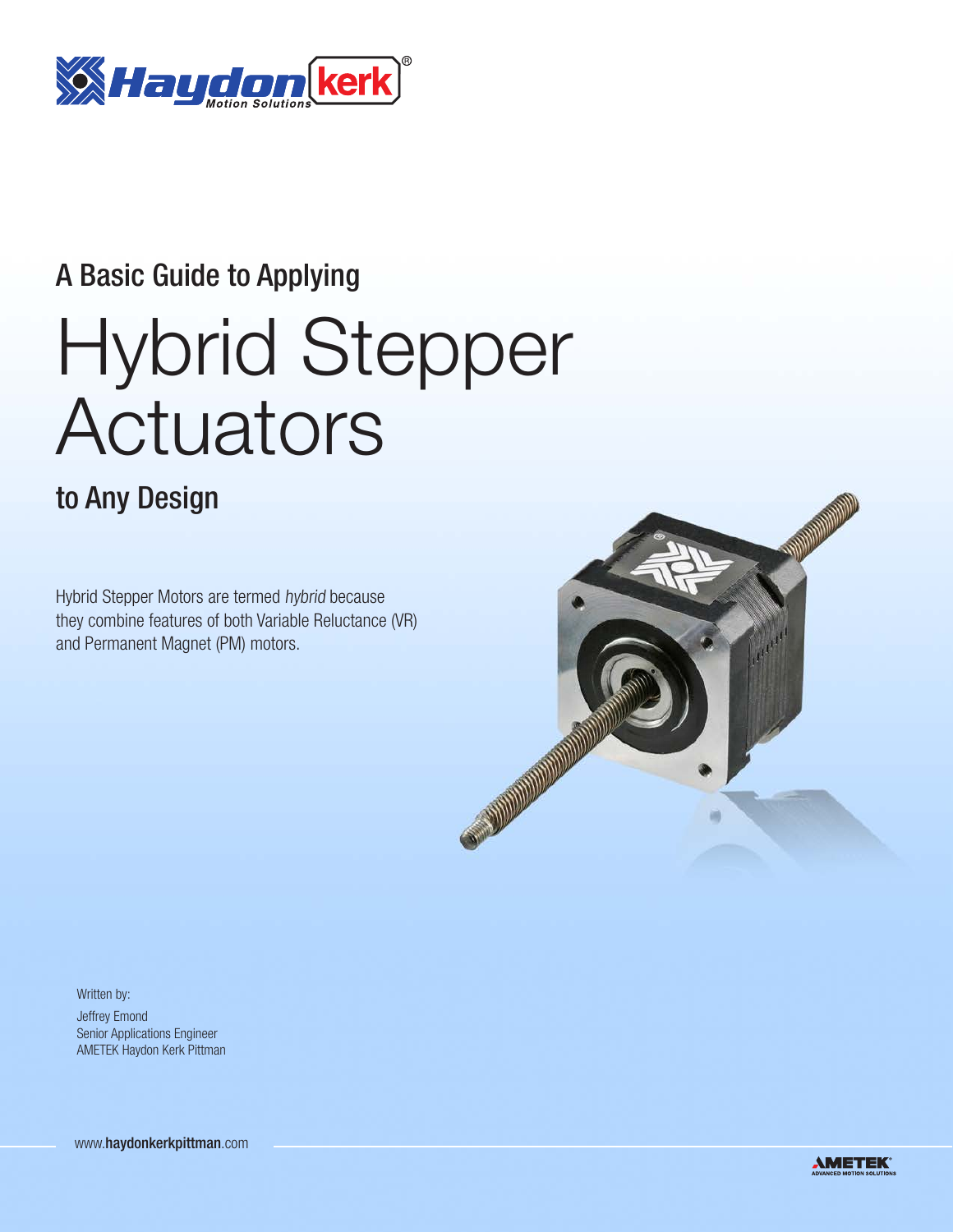A Basic Guide to Applying

# Hybrid Stepper Actuators

to Any Design

Hybrid Stepper Motors are termed *hybrid* because they combine features of both Variable Reluctance (VR) and Permanent Magnet (PM) motors.

Written by:
Jeffrey Emond
Senior Applications Engineer
AMETEK Haydon Kerk Pittman

www.haydonkerkpittman.com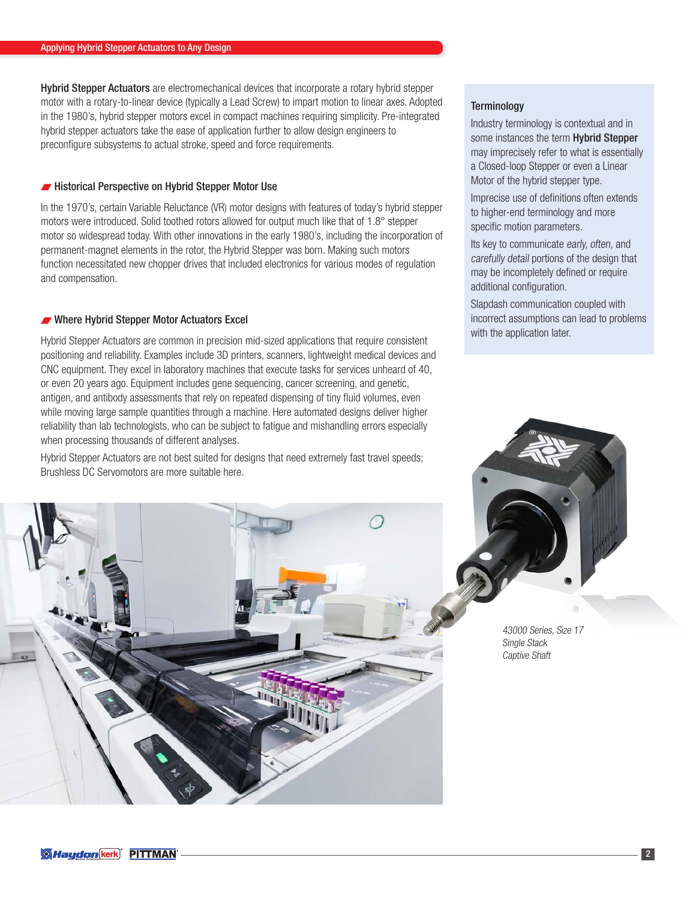## Applying Hybrid Stepper Actuators to Any Design

**Hybrid Stepper Actuators** are electromechanical devices that incorporate a rotary hybrid stepper motor with a rotary-to-linear device (typically a Lead Screw) to impart motion to linear axes. Adopted in the 1980's, hybrid stepper motors excel in compact machines requiring simplicity. Pre-integrated hybrid stepper actuators take the ease of application further to allow design engineers to preconfigure subsystems to actual stroke, speed and force requirements.

### Historical Perspective on Hybrid Stepper Motor Use

In the 1970's, certain Variable Reluctance (VR) motor designs with features of today's hybrid stepper motors were introduced. Solid toothed rotors allowed for output much like that of 1.8° stepper motor so widespread today. With other innovations in the early 1980's, including the incorporation of permanent-magnet elements in the rotor, the Hybrid Stepper was born. Making such motors function necessitated new chopper drives that included electronics for various modes of regulation and compensation.

### Where Hybrid Stepper Motor Actuators Excel

Hybrid Stepper Actuators are common in precision mid-sized applications that require consistent positioning and reliability. Examples include 3D printers, scanners, lightweight medical devices and CNC equipment. They excel in laboratory machines that execute tasks for services unheard of 40, or even 20 years ago. Equipment includes gene sequencing, cancer screening, and genetic, antigen, and antibody assessments that rely on repeated dispensing of tiny fluid volumes, even while moving large sample quantities through a machine. Here automated designs deliver higher reliability than lab technologists, who can be subject to fatigue and mishandling errors especially when processing thousands of different analyses.

Hybrid Stepper Actuators are not best suited for designs that need extremely fast travel speeds; Brushless DC Servomotors are more suitable here.

### Terminology

Industry terminology is contextual and in some instances the term **Hybrid Stepper** may imprecisely refer to what is essentially a Closed-loop Stepper or even a Linear Motor of the hybrid stepper type.

Imprecise use of definitions often extends to higher-end terminology and more specific motion parameters.

Its key to communicate *early, often,* and *carefully detail* portions of the design that may be incompletely defined or require additional configuration.

Slapdash communication coupled with incorrect assumptions can lead to problems with the application later.

*43000 Series, Size 17*
*Single Stack*
*Captive Shaft*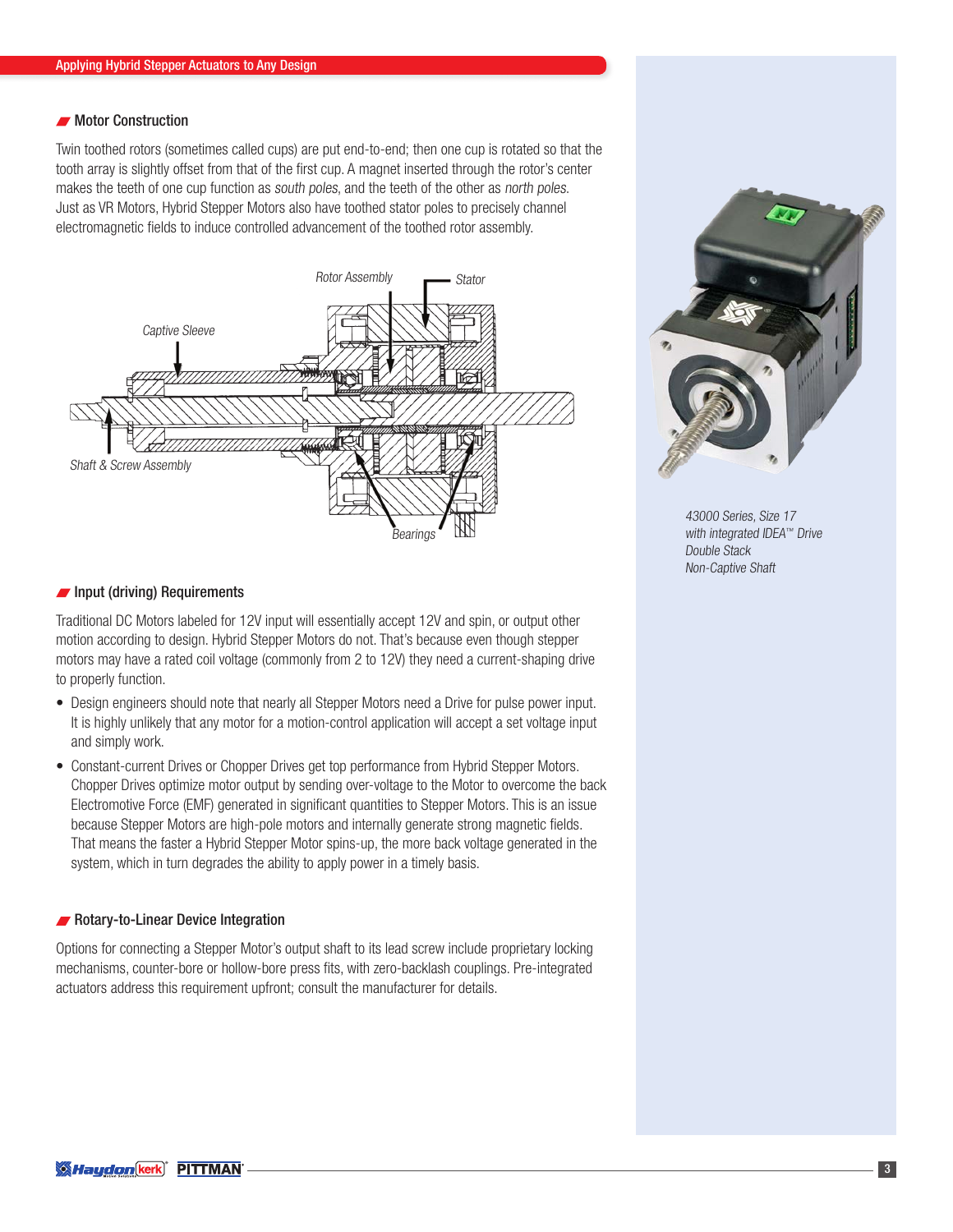## Motor Construction

Twin toothed rotors (sometimes called cups) are put end-to-end; then one cup is rotated so that the tooth array is slightly offset from that of the first cup. A magnet inserted through the rotor's center makes the teeth of one cup function as *south poles*, and the teeth of the other as *north poles*. Just as VR Motors, Hybrid Stepper Motors also have toothed stator poles to precisely channel electromagnetic fields to induce controlled advancement of the toothed rotor assembly.

*Rotor Assembly*

*Stator*

*Captive Sleeve*

*Shaft & Screw Assembly*

*Bearings*

## Input (driving) Requirements

Traditional DC Motors labeled for 12V input will essentially accept 12V and spin, or output other motion according to design. Hybrid Stepper Motors do not. That's because even though stepper motors may have a rated coil voltage (commonly from 2 to 12V) they need a current-shaping drive to properly function.

- Design engineers should note that nearly all Stepper Motors need a Drive for pulse power input. It is highly unlikely that any motor for a motion-control application will accept a set voltage input and simply work.
- Constant-current Drives or Chopper Drives get top performance from Hybrid Stepper Motors. Chopper Drives optimize motor output by sending over-voltage to the Motor to overcome the back Electromotive Force (EMF) generated in significant quantities to Stepper Motors. This is an issue because Stepper Motors are high-pole motors and internally generate strong magnetic fields. That means the faster a Hybrid Stepper Motor spins-up, the more back voltage generated in the system, which in turn degrades the ability to apply power in a timely basis.

## Rotary-to-Linear Device Integration

Options for connecting a Stepper Motor's output shaft to its lead screw include proprietary locking mechanisms, counter-bore or hollow-bore press fits, with zero-backlash couplings. Pre-integrated actuators address this requirement upfront; consult the manufacturer for details.

*43000 Series, Size 17*
*with integrated IDEA™ Drive*
*Double Stack*
*Non-Captive Shaft*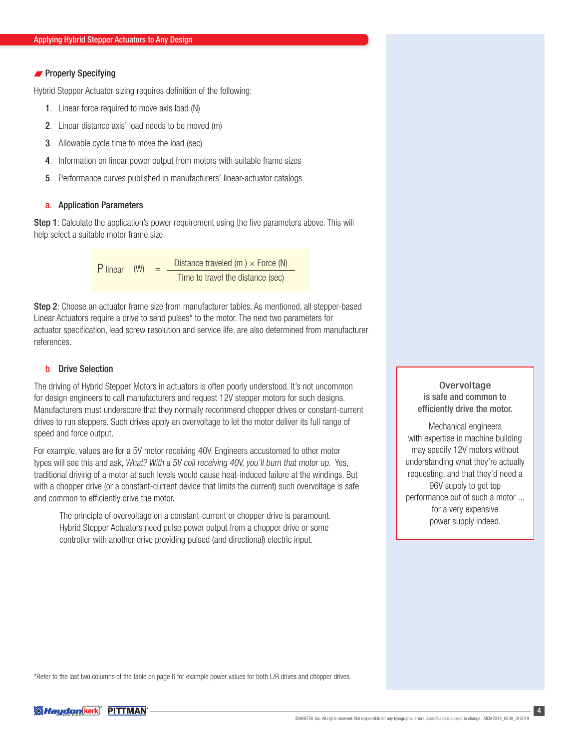## Properly Specifying

Hybrid Stepper Actuator sizing requires definition of the following:

1. Linear force required to move axis load (N)
2. Linear distance axis' load needs to be moved (m)
3. Allowable cycle time to move the load (sec)
4. Information on linear power output from motors with suitable frame sizes
5. Performance curves published in manufacturers' linear-actuator catalogs

### a. Application Parameters

**Step 1**: Calculate the application's power requirement using the five parameters above. This will help select a suitable motor frame size.

$$P_{linear}\ (W) = \frac{\text{Distance traveled (m)} \times \text{Force (N)}}{\text{Time to travel the distance (sec)}}$$

**Step 2**: Choose an actuator frame size from manufacturer tables. As mentioned, all stepper-based Linear Actuators require a drive to send pulses* to the motor. The next two parameters for actuator specification, lead screw resolution and service life, are also determined from manufacturer references.

### b. Drive Selection

The driving of Hybrid Stepper Motors in actuators is often poorly understood. It's not uncommon for design engineers to call manufacturers and request 12V stepper motors for such designs. Manufacturers must underscore that they normally recommend chopper drives or constant-current drives to run steppers. Such drives apply an overvoltage to let the motor deliver its full range of speed and force output.

For example, values are for a 5V motor receiving 40V. Engineers accustomed to other motor types will see this and ask, *What? With a 5V coil receiving 40V, you'll burn that motor up.* Yes, traditional driving of a motor at such levels would cause heat-induced failure at the windings. But with a chopper drive (or a constant-current device that limits the current) such overvoltage is safe and common to efficiently drive the motor.

> The principle of overvoltage on a constant-current or chopper drive is paramount. Hybrid Stepper Actuators need pulse power output from a chopper drive or some controller with another drive providing pulsed (and directional) electric input.

**Overvoltage is safe and common to efficiently drive the motor.**

Mechanical engineers with expertise in machine building may specify 12V motors without understanding what they're actually requesting, and that they'd need a 96V supply to get top performance out of such a motor ... for a very expensive power supply indeed.

*Refer to the last two columns of the table on page 6 for example power values for both L/R drives and chopper drives.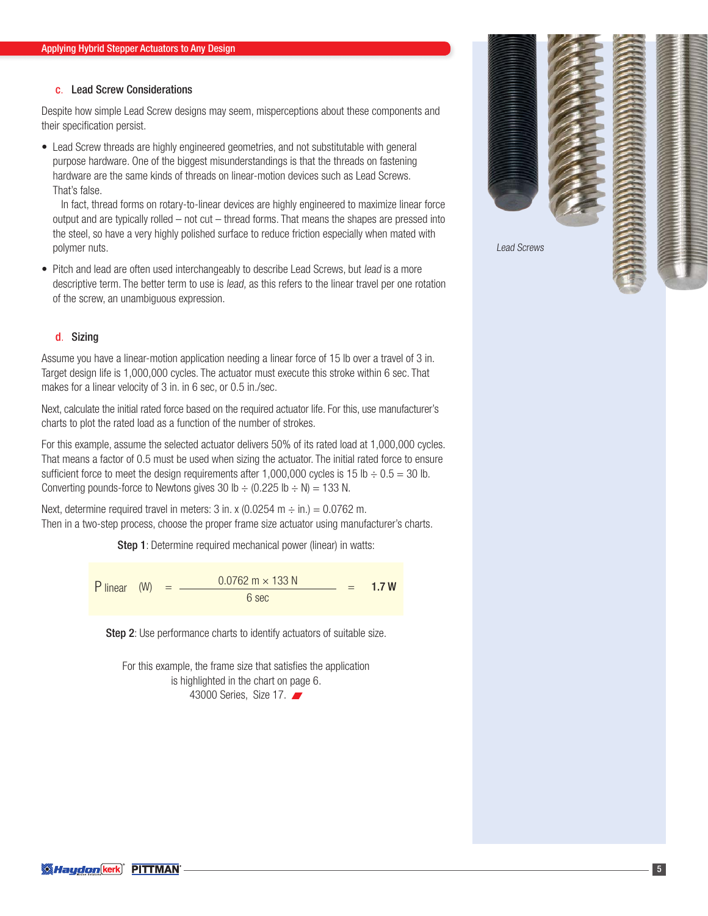### c. Lead Screw Considerations

Despite how simple Lead Screw designs may seem, misperceptions about these components and their specification persist.

- Lead Screw threads are highly engineered geometries, and not substitutable with general purpose hardware. One of the biggest misunderstandings is that the threads on fastening hardware are the same kinds of threads on linear-motion devices such as Lead Screws. That's false.

  In fact, thread forms on rotary-to-linear devices are highly engineered to maximize linear force output and are typically rolled – not cut – thread forms. That means the shapes are pressed into the steel, so have a very highly polished surface to reduce friction especially when mated with polymer nuts.

- Pitch and lead are often used interchangeably to describe Lead Screws, but *lead* is a more descriptive term. The better term to use is *lead*, as this refers to the linear travel per one rotation of the screw, an unambiguous expression.

*Lead Screws*

### d. Sizing

Assume you have a linear-motion application needing a linear force of 15 lb over a travel of 3 in. Target design life is 1,000,000 cycles. The actuator must execute this stroke within 6 sec. That makes for a linear velocity of 3 in. in 6 sec, or 0.5 in./sec.

Next, calculate the initial rated force based on the required actuator life. For this, use manufacturer's charts to plot the rated load as a function of the number of strokes.

For this example, assume the selected actuator delivers 50% of its rated load at 1,000,000 cycles. That means a factor of 0.5 must be used when sizing the actuator. The initial rated force to ensure sufficient force to meet the design requirements after 1,000,000 cycles is 15 lb ÷ 0.5 = 30 lb. Converting pounds-force to Newtons gives 30 lb ÷ (0.225 lb ÷ N) = 133 N.

Next, determine required travel in meters: 3 in. x (0.0254 m ÷ in.) = 0.0762 m.
Then in a two-step process, choose the proper frame size actuator using manufacturer's charts.

**Step 1**: Determine required mechanical power (linear) in watts:

$$P_{linear} \ (W) = \frac{0.0762 \text{ m} \times 133 \text{ N}}{6 \text{ sec}} = \mathbf{1.7\ W}$$

**Step 2**: Use performance charts to identify actuators of suitable size.

For this example, the frame size that satisfies the application is highlighted in the chart on page 6.
43000 Series, Size 17.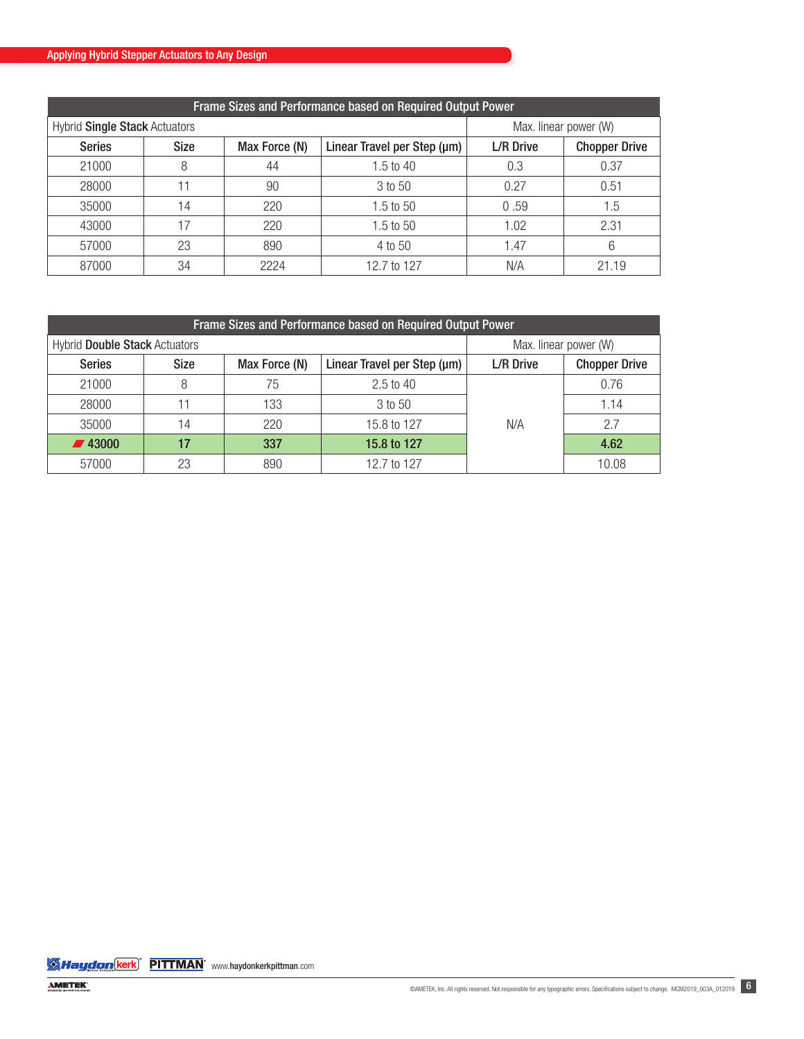| Frame Sizes and Performance based on Required Output Power | | | | | |
|---|---|---|---|---|---|
| Hybrid **Single Stack** Actuators | | | | Max. linear power (W) | |
| **Series** | **Size** | **Max Force (N)** | **Linear Travel per Step (μm)** | **L/R Drive** | **Chopper Drive** |
| 21000 | 8 | 44 | 1.5 to 40 | 0.3 | 0.37 |
| 28000 | 11 | 90 | 3 to 50 | 0.27 | 0.51 |
| 35000 | 14 | 220 | 1.5 to 50 | 0 .59 | 1.5 |
| 43000 | 17 | 220 | 1.5 to 50 | 1.02 | 2.31 |
| 57000 | 23 | 890 | 4 to 50 | 1.47 | 6 |
| 87000 | 34 | 2224 | 12.7 to 127 | N/A | 21.19 |

| Frame Sizes and Performance based on Required Output Power | | | | | |
|---|---|---|---|---|---|
| Hybrid **Double Stack** Actuators | | | | Max. linear power (W) | |
| **Series** | **Size** | **Max Force (N)** | **Linear Travel per Step (μm)** | **L/R Drive** | **Chopper Drive** |
| 21000 | 8 | 75 | 2.5 to 40 | N/A | 0.76 |
| 28000 | 11 | 133 | 3 to 50 | N/A | 1.14 |
| 35000 | 14 | 220 | 15.8 to 127 | N/A | 2.7 |
| **43000** | **17** | **337** | **15.8 to 127** | N/A | **4.62** |
| 57000 | 23 | 890 | 12.7 to 127 | N/A | 10.08 |